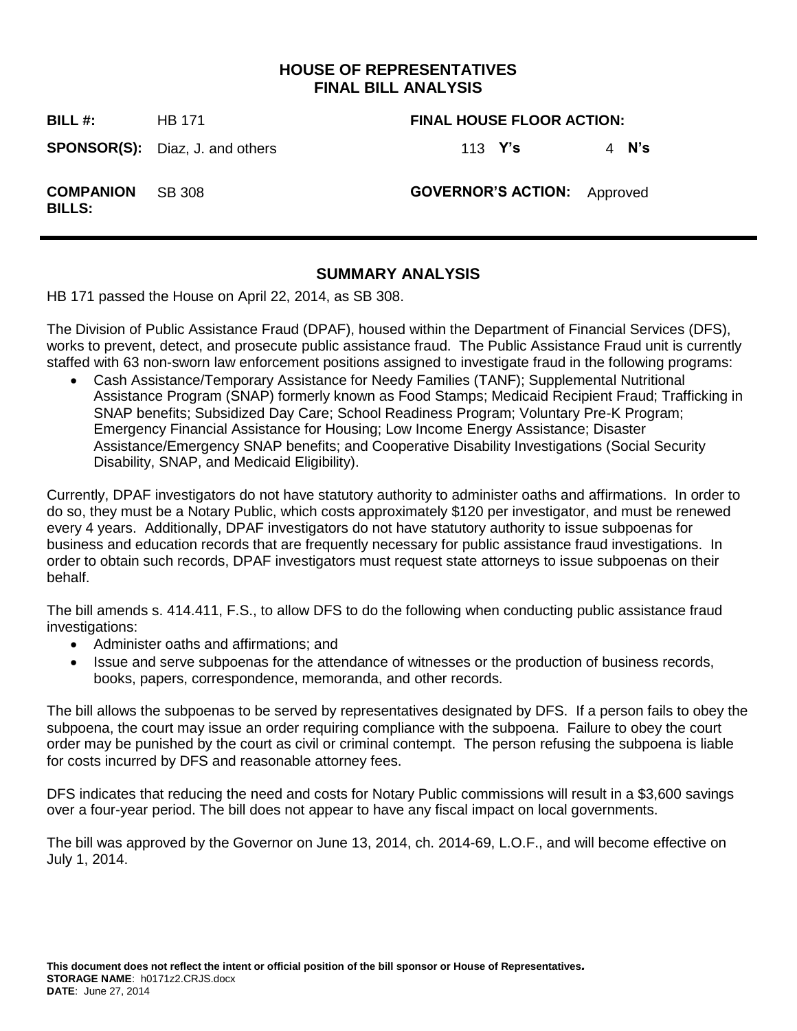# HOUSE OF REPRESENTATIVES
# FINAL BILL ANALYSIS

| | | | |
|---|---|---|---|
| **BILL #:** | HB 171 | **FINAL HOUSE FLOOR ACTION:** | |
| **SPONSOR(S):** | Diaz, J. and others | 113 **Y's** | 4 **N's** |
| **COMPANION BILLS:** | SB 308 | **GOVERNOR'S ACTION:** | Approved |

## SUMMARY ANALYSIS

HB 171 passed the House on April 22, 2014, as SB 308.

The Division of Public Assistance Fraud (DPAF), housed within the Department of Financial Services (DFS), works to prevent, detect, and prosecute public assistance fraud. The Public Assistance Fraud unit is currently staffed with 63 non-sworn law enforcement positions assigned to investigate fraud in the following programs:

- Cash Assistance/Temporary Assistance for Needy Families (TANF); Supplemental Nutritional Assistance Program (SNAP) formerly known as Food Stamps; Medicaid Recipient Fraud; Trafficking in SNAP benefits; Subsidized Day Care; School Readiness Program; Voluntary Pre-K Program; Emergency Financial Assistance for Housing; Low Income Energy Assistance; Disaster Assistance/Emergency SNAP benefits; and Cooperative Disability Investigations (Social Security Disability, SNAP, and Medicaid Eligibility).

Currently, DPAF investigators do not have statutory authority to administer oaths and affirmations. In order to do so, they must be a Notary Public, which costs approximately $120 per investigator, and must be renewed every 4 years. Additionally, DPAF investigators do not have statutory authority to issue subpoenas for business and education records that are frequently necessary for public assistance fraud investigations. In order to obtain such records, DPAF investigators must request state attorneys to issue subpoenas on their behalf.

The bill amends s. 414.411, F.S., to allow DFS to do the following when conducting public assistance fraud investigations:

- Administer oaths and affirmations; and
- Issue and serve subpoenas for the attendance of witnesses or the production of business records, books, papers, correspondence, memoranda, and other records.

The bill allows the subpoenas to be served by representatives designated by DFS. If a person fails to obey the subpoena, the court may issue an order requiring compliance with the subpoena. Failure to obey the court order may be punished by the court as civil or criminal contempt. The person refusing the subpoena is liable for costs incurred by DFS and reasonable attorney fees.

DFS indicates that reducing the need and costs for Notary Public commissions will result in a $3,600 savings over a four-year period. The bill does not appear to have any fiscal impact on local governments.

The bill was approved by the Governor on June 13, 2014, ch. 2014-69, L.O.F., and will become effective on July 1, 2014.

**This document does not reflect the intent or official position of the bill sponsor or House of Representatives.**
**STORAGE NAME**: h0171z2.CRJS.docx
**DATE**: June 27, 2014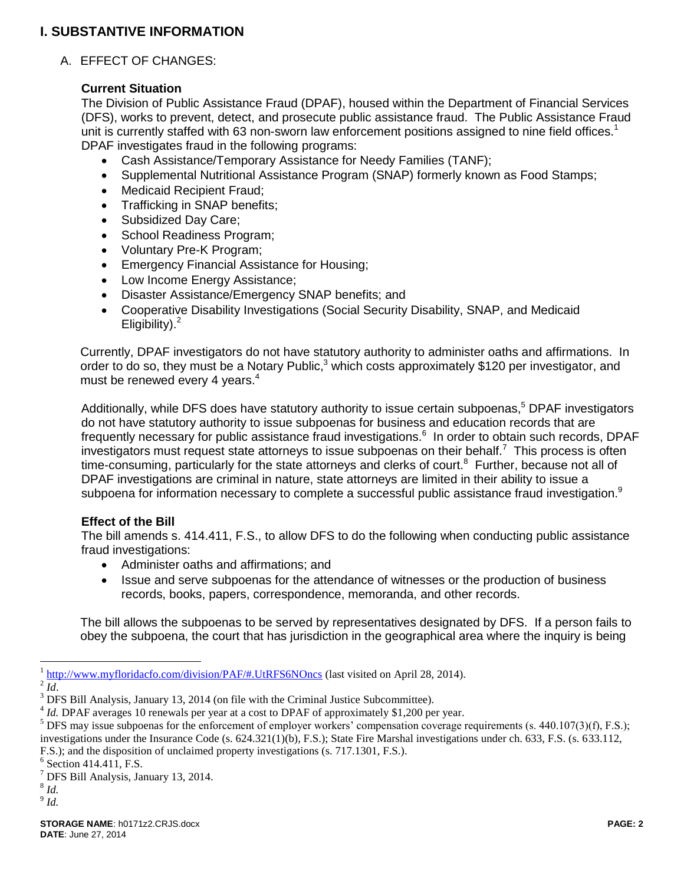# I. SUBSTANTIVE INFORMATION

## A. EFFECT OF CHANGES:

### Current Situation

The Division of Public Assistance Fraud (DPAF), housed within the Department of Financial Services (DFS), works to prevent, detect, and prosecute public assistance fraud. The Public Assistance Fraud unit is currently staffed with 63 non-sworn law enforcement positions assigned to nine field offices.[1] DPAF investigates fraud in the following programs:

- Cash Assistance/Temporary Assistance for Needy Families (TANF);
- Supplemental Nutritional Assistance Program (SNAP) formerly known as Food Stamps;
- Medicaid Recipient Fraud;
- Trafficking in SNAP benefits;
- Subsidized Day Care;
- School Readiness Program;
- Voluntary Pre-K Program;
- Emergency Financial Assistance for Housing;
- Low Income Energy Assistance;
- Disaster Assistance/Emergency SNAP benefits; and
- Cooperative Disability Investigations (Social Security Disability, SNAP, and Medicaid Eligibility).[2]

Currently, DPAF investigators do not have statutory authority to administer oaths and affirmations. In order to do so, they must be a Notary Public,[3] which costs approximately $120 per investigator, and must be renewed every 4 years.[4]

Additionally, while DFS does have statutory authority to issue certain subpoenas,[5] DPAF investigators do not have statutory authority to issue subpoenas for business and education records that are frequently necessary for public assistance fraud investigations.[6] In order to obtain such records, DPAF investigators must request state attorneys to issue subpoenas on their behalf.[7] This process is often time-consuming, particularly for the state attorneys and clerks of court.[8] Further, because not all of DPAF investigations are criminal in nature, state attorneys are limited in their ability to issue a subpoena for information necessary to complete a successful public assistance fraud investigation.[9]

### Effect of the Bill

The bill amends s. 414.411, F.S., to allow DFS to do the following when conducting public assistance fraud investigations:

- Administer oaths and affirmations; and
- Issue and serve subpoenas for the attendance of witnesses or the production of business records, books, papers, correspondence, memoranda, and other records.

The bill allows the subpoenas to be served by representatives designated by DFS. If a person fails to obey the subpoena, the court that has jurisdiction in the geographical area where the inquiry is being

---

[1] http://www.myfloridacfo.com/division/PAF/#.UtRFS6NOncs (last visited on April 28, 2014).

[2] *Id*.

[3] DFS Bill Analysis, January 13, 2014 (on file with the Criminal Justice Subcommittee).

[4] *Id.* DPAF averages 10 renewals per year at a cost to DPAF of approximately $1,200 per year.

[5] DFS may issue subpoenas for the enforcement of employer workers' compensation coverage requirements (s. 440.107(3)(f), F.S.); investigations under the Insurance Code (s. 624.321(1)(b), F.S.); State Fire Marshal investigations under ch. 633, F.S. (s. 633.112, F.S.); and the disposition of unclaimed property investigations (s. 717.1301, F.S.).

[6] Section 414.411, F.S.

[7] DFS Bill Analysis, January 13, 2014.

[8] *Id.*

[9] *Id.*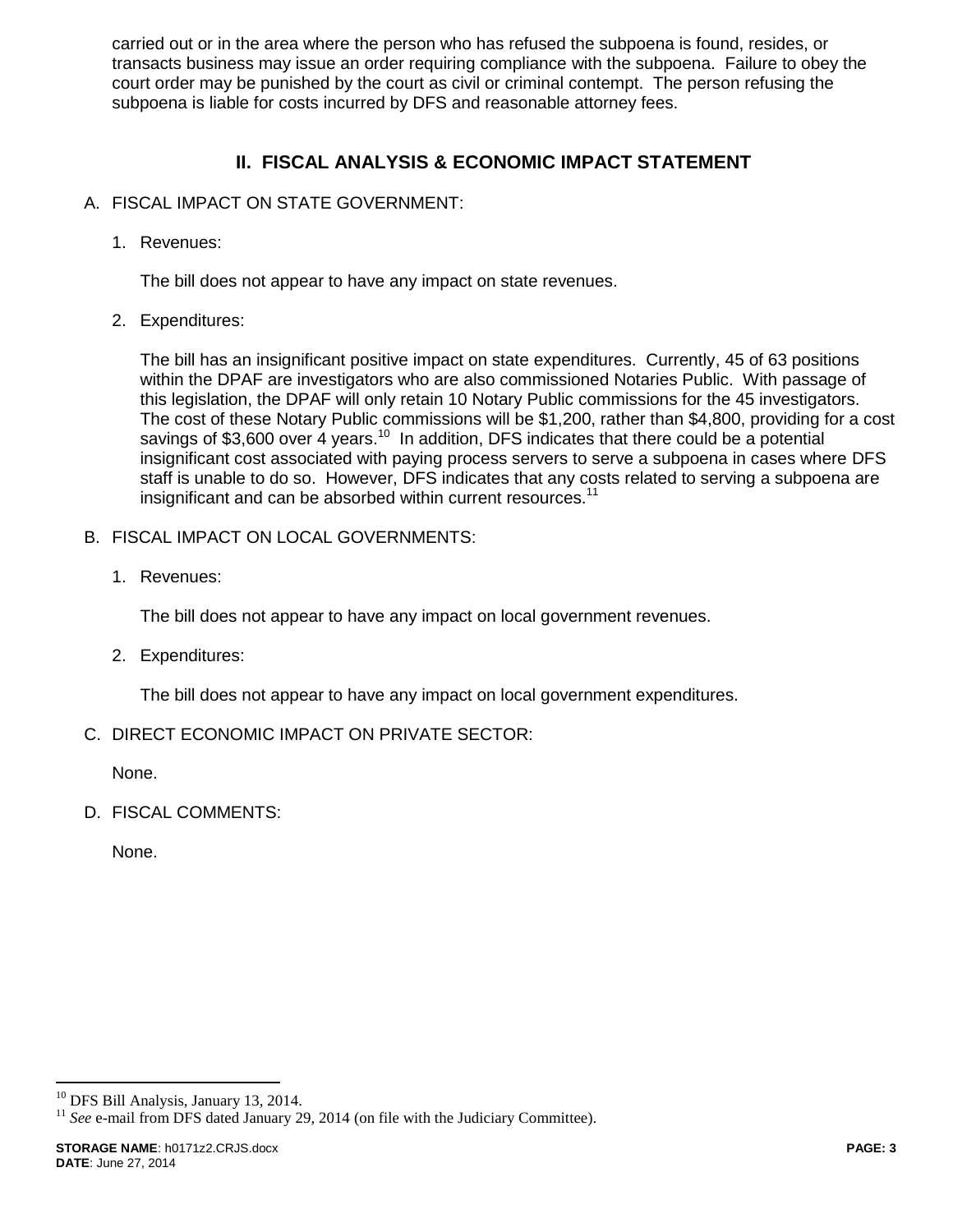carried out or in the area where the person who has refused the subpoena is found, resides, or transacts business may issue an order requiring compliance with the subpoena. Failure to obey the court order may be punished by the court as civil or criminal contempt. The person refusing the subpoena is liable for costs incurred by DFS and reasonable attorney fees.

## II. FISCAL ANALYSIS & ECONOMIC IMPACT STATEMENT

A. FISCAL IMPACT ON STATE GOVERNMENT:

1. Revenues:

   The bill does not appear to have any impact on state revenues.

2. Expenditures:

   The bill has an insignificant positive impact on state expenditures. Currently, 45 of 63 positions within the DPAF are investigators who are also commissioned Notaries Public. With passage of this legislation, the DPAF will only retain 10 Notary Public commissions for the 45 investigators. The cost of these Notary Public commissions will be $1,200, rather than $4,800, providing for a cost savings of $3,600 over 4 years.[10] In addition, DFS indicates that there could be a potential insignificant cost associated with paying process servers to serve a subpoena in cases where DFS staff is unable to do so. However, DFS indicates that any costs related to serving a subpoena are insignificant and can be absorbed within current resources.[11]

B. FISCAL IMPACT ON LOCAL GOVERNMENTS:

1. Revenues:

   The bill does not appear to have any impact on local government revenues.

2. Expenditures:

   The bill does not appear to have any impact on local government expenditures.

C. DIRECT ECONOMIC IMPACT ON PRIVATE SECTOR:

   None.

D. FISCAL COMMENTS:

   None.

---

[10] DFS Bill Analysis, January 13, 2014.

[11] *See* e-mail from DFS dated January 29, 2014 (on file with the Judiciary Committee).